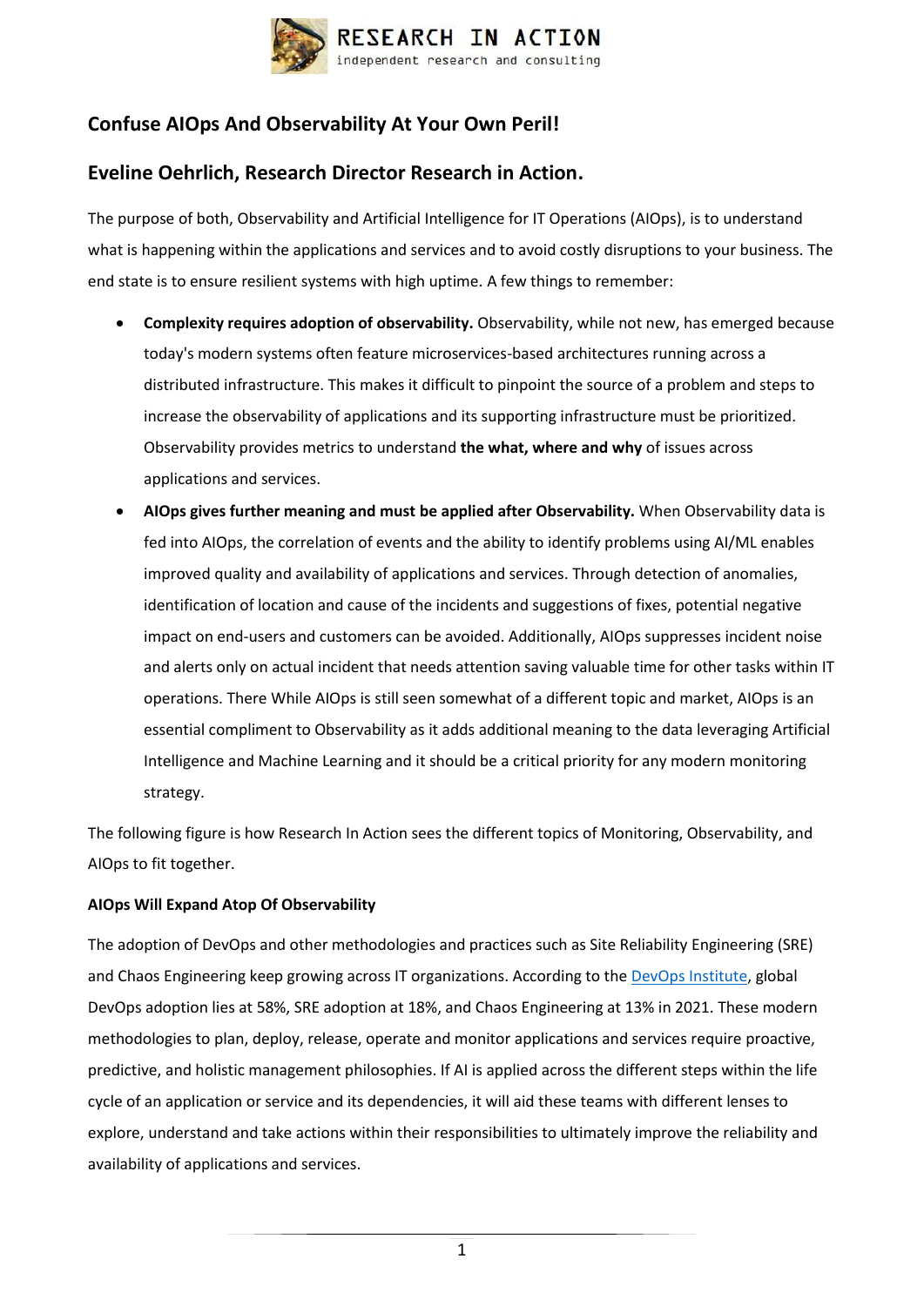## Confuse AIOps And Observability At Your Own Peril!

## Eveline Oehrlich, Research Director Research in Action.

The purpose of both, Observability and Artificial Intelligence for IT Operations (AIOps), is to understand what is happening within the applications and services and to avoid costly disruptions to your business. The end state is to ensure resilient systems with high uptime. A few things to remember:

- **Complexity requires adoption of observability.** Observability, while not new, has emerged because today's modern systems often feature microservices-based architectures running across a distributed infrastructure. This makes it difficult to pinpoint the source of a problem and steps to increase the observability of applications and its supporting infrastructure must be prioritized. Observability provides metrics to understand **the what, where and why** of issues across applications and services.
- **AIOps gives further meaning and must be applied after Observability.** When Observability data is fed into AIOps, the correlation of events and the ability to identify problems using AI/ML enables improved quality and availability of applications and services. Through detection of anomalies, identification of location and cause of the incidents and suggestions of fixes, potential negative impact on end-users and customers can be avoided. Additionally, AIOps suppresses incident noise and alerts only on actual incident that needs attention saving valuable time for other tasks within IT operations. There While AIOps is still seen somewhat of a different topic and market, AIOps is an essential compliment to Observability as it adds additional meaning to the data leveraging Artificial Intelligence and Machine Learning and it should be a critical priority for any modern monitoring strategy.

The following figure is how Research In Action sees the different topics of Monitoring, Observability, and AIOps to fit together.

**AIOps Will Expand Atop Of Observability**

The adoption of DevOps and other methodologies and practices such as Site Reliability Engineering (SRE) and Chaos Engineering keep growing across IT organizations. According to the DevOps Institute, global DevOps adoption lies at 58%, SRE adoption at 18%, and Chaos Engineering at 13% in 2021. These modern methodologies to plan, deploy, release, operate and monitor applications and services require proactive, predictive, and holistic management philosophies. If AI is applied across the different steps within the life cycle of an application or service and its dependencies, it will aid these teams with different lenses to explore, understand and take actions within their responsibilities to ultimately improve the reliability and availability of applications and services.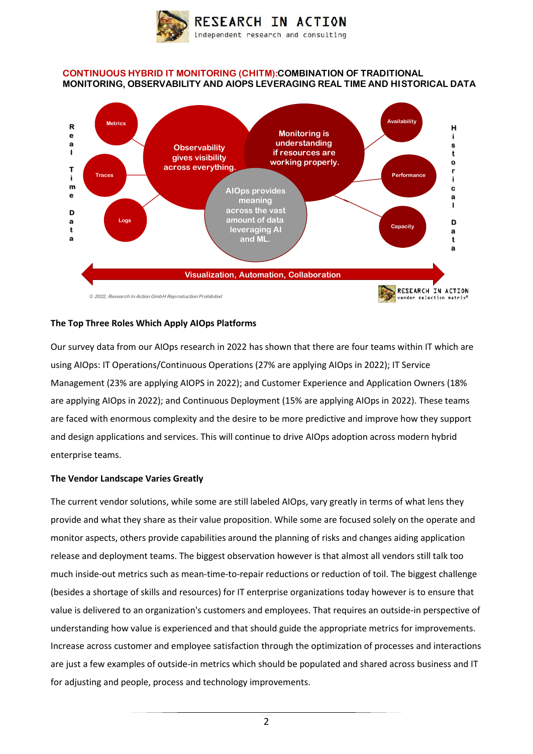**CONTINUOUS HYBRID IT MONITORING (CHITM): COMBINATION OF TRADITIONAL MONITORING, OBSERVABILITY AND AIOPS LEVERAGING REAL TIME AND HISTORICAL DATA**

Real Time Data

Metrics

Traces

Logs

Observability gives visibility across everything.

Monitoring is understanding if resources are working properly.

AIOps provides meaning across the vast amount of data leveraging AI and ML.

Availability

Performance

Capacity

Historical Data

Visualization, Automation, Collaboration

© 2022, Research In Action GmbH Reproduction Prohibited

RESEARCH IN ACTION vendor selection matrix®

**The Top Three Roles Which Apply AIOps Platforms**

Our survey data from our AIOps research in 2022 has shown that there are four teams within IT which are using AIOps: IT Operations/Continuous Operations (27% are applying AIOps in 2022); IT Service Management (23% are applying AIOPS in 2022); and Customer Experience and Application Owners (18% are applying AIOps in 2022); and Continuous Deployment (15% are applying AIOps in 2022). These teams are faced with enormous complexity and the desire to be more predictive and improve how they support and design applications and services. This will continue to drive AIOps adoption across modern hybrid enterprise teams.

**The Vendor Landscape Varies Greatly**

The current vendor solutions, while some are still labeled AIOps, vary greatly in terms of what lens they provide and what they share as their value proposition. While some are focused solely on the operate and monitor aspects, others provide capabilities around the planning of risks and changes aiding application release and deployment teams. The biggest observation however is that almost all vendors still talk too much inside-out metrics such as mean-time-to-repair reductions or reduction of toil. The biggest challenge (besides a shortage of skills and resources) for IT enterprise organizations today however is to ensure that value is delivered to an organization's customers and employees. That requires an outside-in perspective of understanding how value is experienced and that should guide the appropriate metrics for improvements. Increase across customer and employee satisfaction through the optimization of processes and interactions are just a few examples of outside-in metrics which should be populated and shared across business and IT for adjusting and people, process and technology improvements.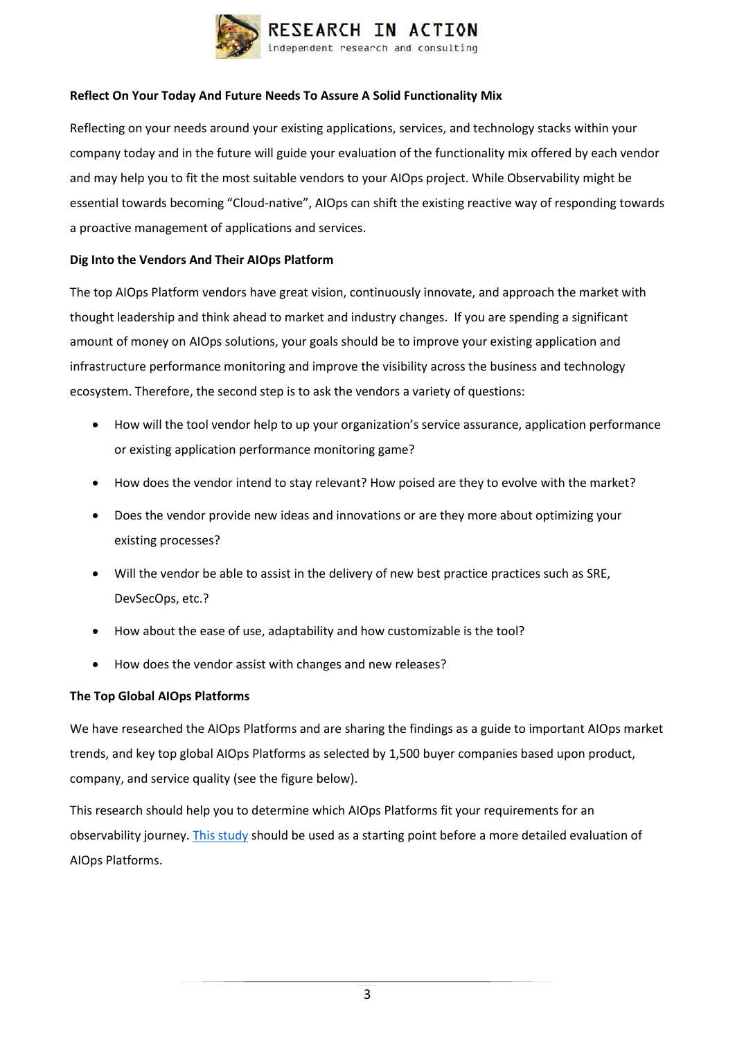**Reflect On Your Today And Future Needs To Assure A Solid Functionality Mix**

Reflecting on your needs around your existing applications, services, and technology stacks within your company today and in the future will guide your evaluation of the functionality mix offered by each vendor and may help you to fit the most suitable vendors to your AIOps project. While Observability might be essential towards becoming "Cloud-native", AIOps can shift the existing reactive way of responding towards a proactive management of applications and services.

**Dig Into the Vendors And Their AIOps Platform**

The top AIOps Platform vendors have great vision, continuously innovate, and approach the market with thought leadership and think ahead to market and industry changes. If you are spending a significant amount of money on AIOps solutions, your goals should be to improve your existing application and infrastructure performance monitoring and improve the visibility across the business and technology ecosystem. Therefore, the second step is to ask the vendors a variety of questions:

- How will the tool vendor help to up your organization's service assurance, application performance or existing application performance monitoring game?
- How does the vendor intend to stay relevant? How poised are they to evolve with the market?
- Does the vendor provide new ideas and innovations or are they more about optimizing your existing processes?
- Will the vendor be able to assist in the delivery of new best practice practices such as SRE, DevSecOps, etc.?
- How about the ease of use, adaptability and how customizable is the tool?
- How does the vendor assist with changes and new releases?

**The Top Global AIOps Platforms**

We have researched the AIOps Platforms and are sharing the findings as a guide to important AIOps market trends, and key top global AIOps Platforms as selected by 1,500 buyer companies based upon product, company, and service quality (see the figure below).

This research should help you to determine which AIOps Platforms fit your requirements for an observability journey. This study should be used as a starting point before a more detailed evaluation of AIOps Platforms.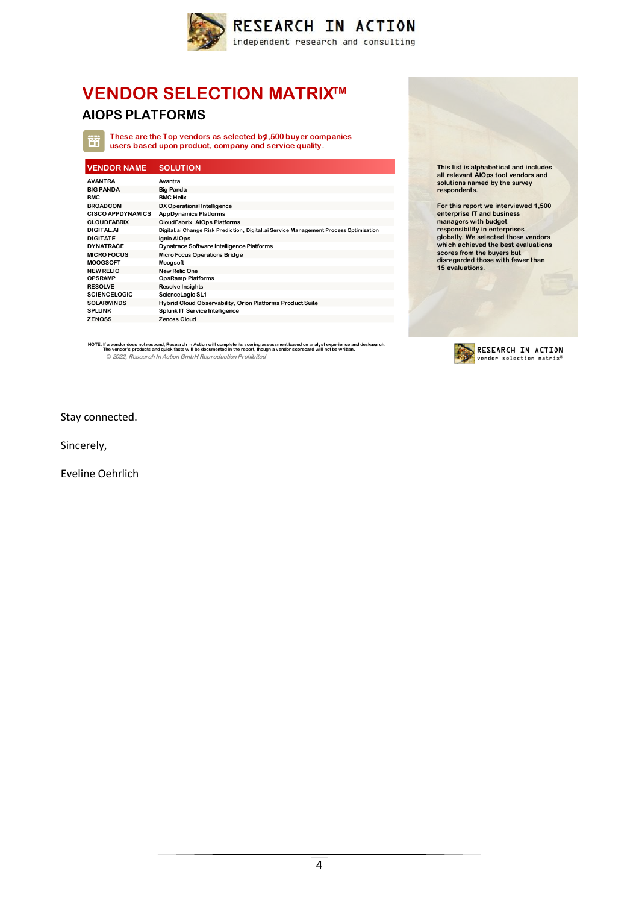RESEARCH IN ACTION
independent research and consulting

# VENDOR SELECTION MATRIX™

## AIOPS PLATFORMS

These are the Top vendors as selected by 1,500 buyer companies users based upon product, company and service quality.

| VENDOR NAME | SOLUTION |
|---|---|
| AVANTRA | Avantra |
| BIG PANDA | Big Panda |
| BMC | BMC Helix |
| BROADCOM | DX Operational Intelligence |
| CISCO APPDYNAMICS | AppDynamics Platforms |
| CLOUDFABRIX | CloudFabrix AIOps Platforms |
| DIGITAL.AI | Digital.ai Change Risk Prediction, Digital.ai Service Management Process Optimization |
| DIGITATE | ignio AIOps |
| DYNATRACE | Dynatrace Software Intelligence Platforms |
| MICRO FOCUS | Micro Focus Operations Bridge |
| MOOGSOFT | Moogsoft |
| NEW RELIC | New Relic One |
| OPSRAMP | OpsRamp Platforms |
| RESOLVE | Resolve Insights |
| SCIENCELOGIC | ScienceLogic SL1 |
| SOLARWINDS | Hybrid Cloud Observability, Orion Platforms Product Suite |
| SPLUNK | Splunk IT Service Intelligence |
| ZENOSS | Zenoss Cloud |

This list is alphabetical and includes all relevant AIOps tool vendors and solutions named by the survey respondents.

For this report we interviewed 1,500 enterprise IT and business managers with budget responsibility in enterprises globally. We selected those vendors which achieved the best evaluations scores from the buyers but disregarded those with fewer than 15 evaluations.

NOTE: If a vendor does not respond, Research in Action will complete its scoring assessment based on analyst experience and desk research. The vendor's products and quick facts will be documented in the report, though a vendor scorecard will not be written.

*© 2022, Research In Action GmbH Reproduction Prohibited*

RESEARCH IN ACTION
vendor selection matrix®

Stay connected.

Sincerely,

Eveline Oehrlich